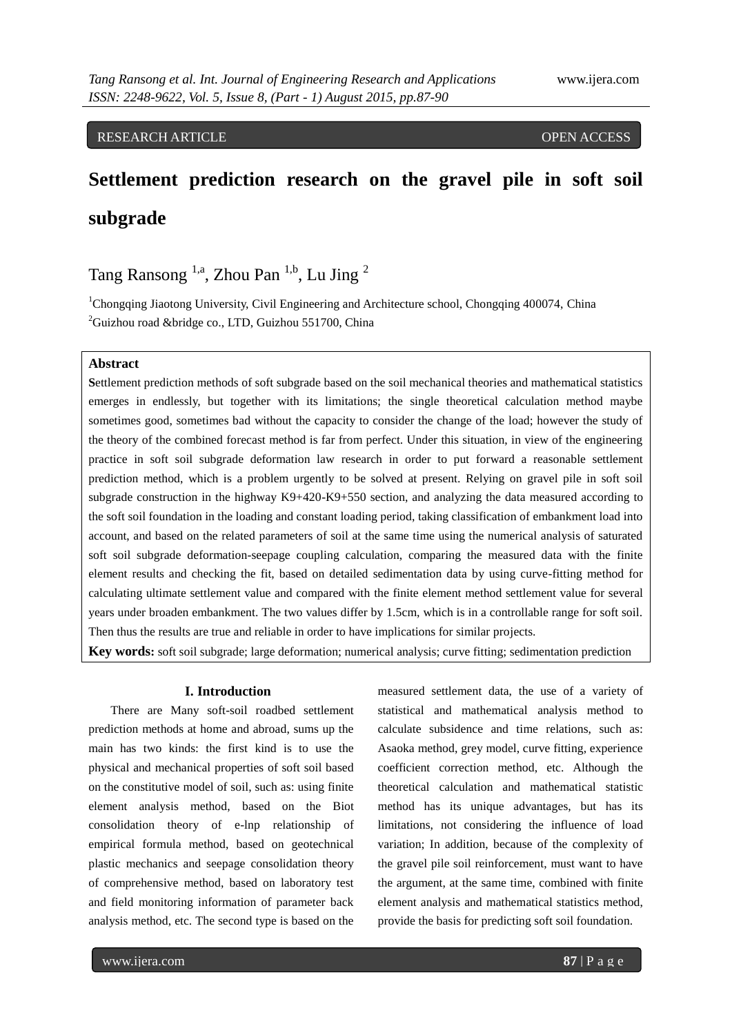RESEARCH ARTICLE OPEN ACCESS

# Settlement prediction research on the gravel pile in soft soil subgrade

Tang Ransong [1,a], Zhou Pan [1,b], Lu Jing [2]

[1]Chongqing Jiaotong University, Civil Engineering and Architecture school, Chongqing 400074, China
[2]Guizhou road &bridge co., LTD, Guizhou 551700, China

**Abstract**

**S**ettlement prediction methods of soft subgrade based on the soil mechanical theories and mathematical statistics emerges in endlessly, but together with its limitations; the single theoretical calculation method maybe sometimes good, sometimes bad without the capacity to consider the change of the load; however the study of the theory of the combined forecast method is far from perfect. Under this situation, in view of the engineering practice in soft soil subgrade deformation law research in order to put forward a reasonable settlement prediction method, which is a problem urgently to be solved at present. Relying on gravel pile in soft soil subgrade construction in the highway K9+420-K9+550 section, and analyzing the data measured according to the soft soil foundation in the loading and constant loading period, taking classification of embankment load into account, and based on the related parameters of soil at the same time using the numerical analysis of saturated soft soil subgrade deformation-seepage coupling calculation, comparing the measured data with the finite element results and checking the fit, based on detailed sedimentation data by using curve-fitting method for calculating ultimate settlement value and compared with the finite element method settlement value for several years under broaden embankment. The two values differ by 1.5cm, which is in a controllable range for soft soil. Then thus the results are true and reliable in order to have implications for similar projects.

**Key words:** soft soil subgrade; large deformation; numerical analysis; curve fitting; sedimentation prediction

## I. Introduction

There are Many soft-soil roadbed settlement prediction methods at home and abroad, sums up the main has two kinds: the first kind is to use the physical and mechanical properties of soft soil based on the constitutive model of soil, such as: using finite element analysis method, based on the Biot consolidation theory of e-lnp relationship of empirical formula method, based on geotechnical plastic mechanics and seepage consolidation theory of comprehensive method, based on laboratory test and field monitoring information of parameter back analysis method, etc. The second type is based on the measured settlement data, the use of a variety of statistical and mathematical analysis method to calculate subsidence and time relations, such as: Asaoka method, grey model, curve fitting, experience coefficient correction method, etc. Although the theoretical calculation and mathematical statistic method has its unique advantages, but has its limitations, not considering the influence of load variation; In addition, because of the complexity of the gravel pile soil reinforcement, must want to have the argument, at the same time, combined with finite element analysis and mathematical statistics method, provide the basis for predicting soft soil foundation.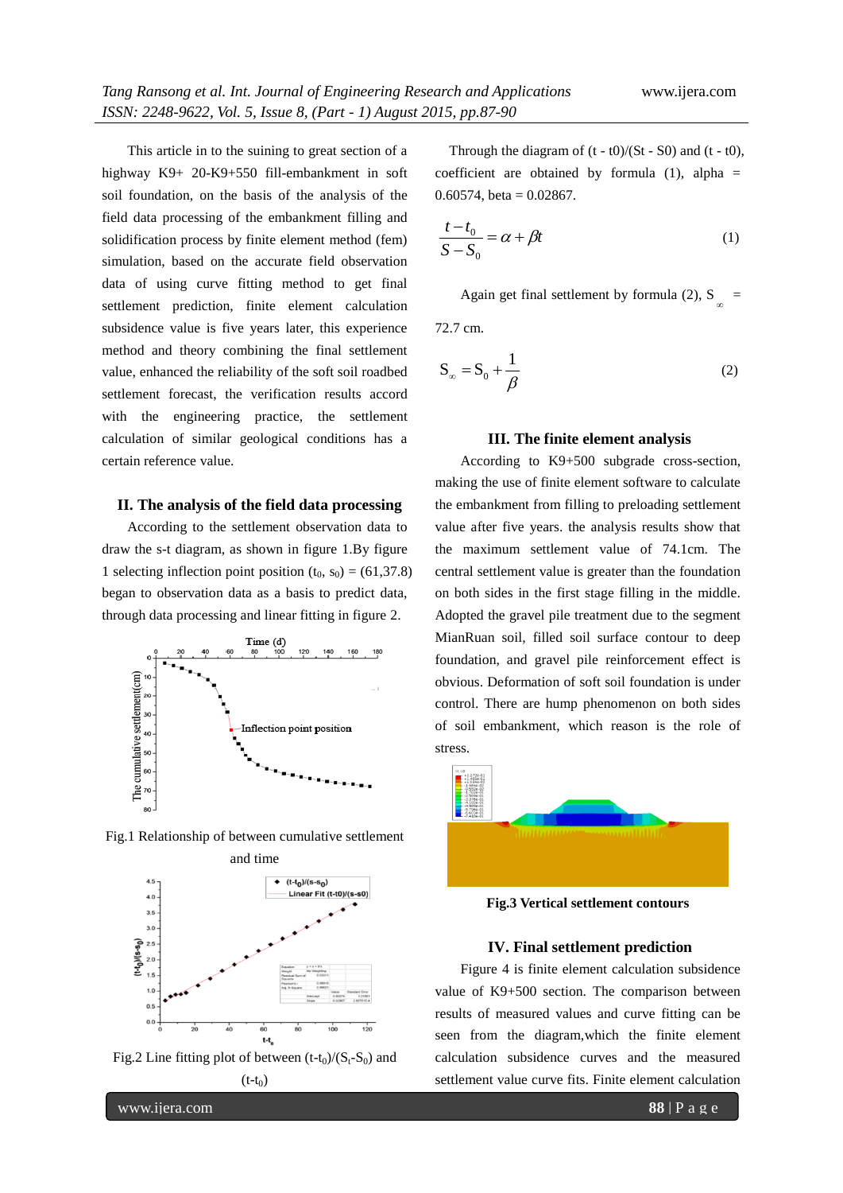This article in to the suining to great section of a highway K9+ 20-K9+550 fill-embankment in soft soil foundation, on the basis of the analysis of the field data processing of the embankment filling and solidification process by finite element method (fem) simulation, based on the accurate field observation data of using curve fitting method to get final settlement prediction, finite element calculation subsidence value is five years later, this experience method and theory combining the final settlement value, enhanced the reliability of the soft soil roadbed settlement forecast, the verification results accord with the engineering practice, the settlement calculation of similar geological conditions has a certain reference value.

## II. The analysis of the field data processing

According to the settlement observation data to draw the s-t diagram, as shown in figure 1.By figure 1 selecting inflection point position ($t_0$, $s_0$) = (61,37.8) began to observation data as a basis to predict data, through data processing and linear fitting in figure 2.

Fig.1 Relationship of between cumulative settlement and time

Fig.2 Line fitting plot of between $(t-t_0)/(S_t-S_0)$ and $(t-t_0)$

Through the diagram of (t - t0)/(St - S0) and (t - t0), coefficient are obtained by formula (1), alpha = 0.60574, beta = 0.02867.

$$\frac{t-t_0}{S-S_0}=\alpha+\beta t \quad (1)$$

Again get final settlement by formula (2), $S_\infty$ = 72.7 cm.

$$S_\infty=S_0+\frac{1}{\beta} \quad (2)$$

## III. The finite element analysis

According to K9+500 subgrade cross-section, making the use of finite element software to calculate the embankment from filling to preloading settlement value after five years. the analysis results show that the maximum settlement value of 74.1cm. The central settlement value is greater than the foundation on both sides in the first stage filling in the middle. Adopted the gravel pile treatment due to the segment MianRuan soil, filled soil surface contour to deep foundation, and gravel pile reinforcement effect is obvious. Deformation of soft soil foundation is under control. There are hump phenomenon on both sides of soil embankment, which reason is the role of stress.

**Fig.3 Vertical settlement contours**

## IV. Final settlement prediction

Figure 4 is finite element calculation subsidence value of K9+500 section. The comparison between results of measured values and curve fitting can be seen from the diagram,which the finite element calculation subsidence curves and the measured settlement value curve fits. Finite element calculation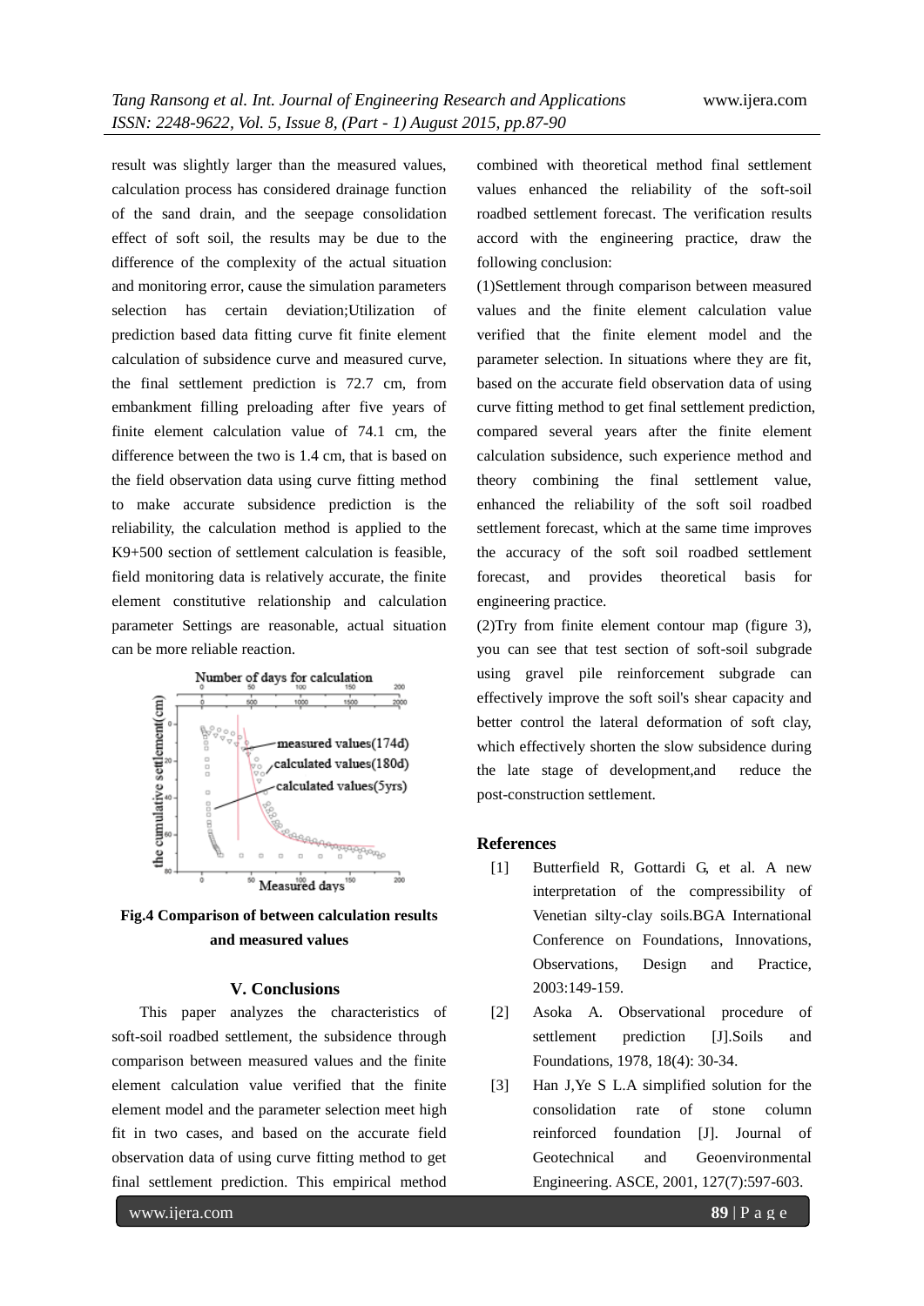result was slightly larger than the measured values, calculation process has considered drainage function of the sand drain, and the seepage consolidation effect of soft soil, the results may be due to the difference of the complexity of the actual situation and monitoring error, cause the simulation parameters selection has certain deviation;Utilization of prediction based data fitting curve fit finite element calculation of subsidence curve and measured curve, the final settlement prediction is 72.7 cm, from embankment filling preloading after five years of finite element calculation value of 74.1 cm, the difference between the two is 1.4 cm, that is based on the field observation data using curve fitting method to make accurate subsidence prediction is the reliability, the calculation method is applied to the K9+500 section of settlement calculation is feasible, field monitoring data is relatively accurate, the finite element constitutive relationship and calculation parameter Settings are reasonable, actual situation can be more reliable reaction.

**Fig.4 Comparison of between calculation results and measured values**

## V. Conclusions

This paper analyzes the characteristics of soft-soil roadbed settlement, the subsidence through comparison between measured values and the finite element calculation value verified that the finite element model and the parameter selection meet high fit in two cases, and based on the accurate field observation data of using curve fitting method to get final settlement prediction. This empirical method combined with theoretical method final settlement values enhanced the reliability of the soft-soil roadbed settlement forecast. The verification results accord with the engineering practice, draw the following conclusion:

(1)Settlement through comparison between measured values and the finite element calculation value verified that the finite element model and the parameter selection. In situations where they are fit, based on the accurate field observation data of using curve fitting method to get final settlement prediction, compared several years after the finite element calculation subsidence, such experience method and theory combining the final settlement value, enhanced the reliability of the soft soil roadbed settlement forecast, which at the same time improves the accuracy of the soft soil roadbed settlement forecast, and provides theoretical basis for engineering practice.

(2)Try from finite element contour map (figure 3), you can see that test section of soft-soil subgrade using gravel pile reinforcement subgrade can effectively improve the soft soil's shear capacity and better control the lateral deformation of soft clay, which effectively shorten the slow subsidence during the late stage of development,and reduce the post-construction settlement.

## References

[1] Butterfield R, Gottardi G, et al. A new interpretation of the compressibility of Venetian silty-clay soils.BGA International Conference on Foundations, Innovations, Observations, Design and Practice, 2003:149-159.

[2] Asoka A. Observational procedure of settlement prediction [J].Soils and Foundations, 1978, 18(4): 30-34.

[3] Han J,Ye S L.A simplified solution for the consolidation rate of stone column reinforced foundation [J]. Journal of Geotechnical and Geoenvironmental Engineering. ASCE, 2001, 127(7):597-603.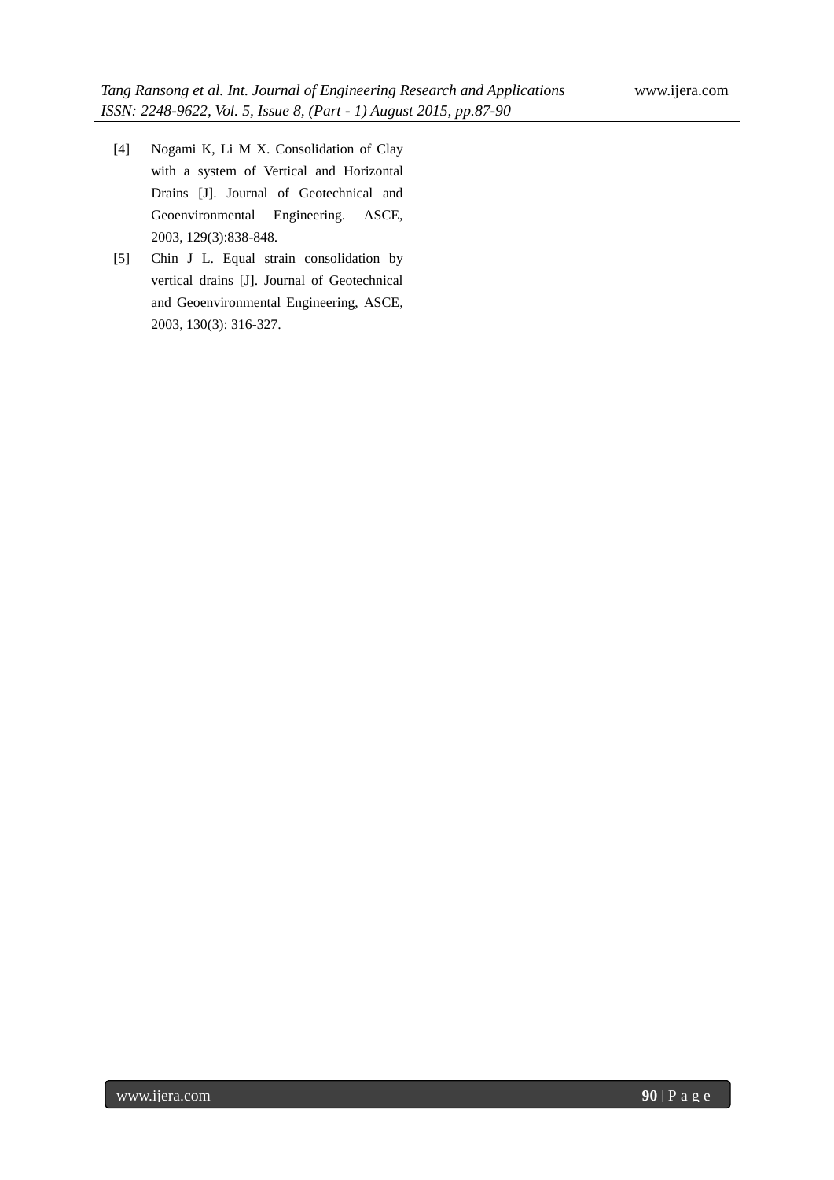[4] Nogami K, Li M X. Consolidation of Clay with a system of Vertical and Horizontal Drains [J]. Journal of Geotechnical and Geoenvironmental Engineering. ASCE, 2003, 129(3):838-848.

[5] Chin J L. Equal strain consolidation by vertical drains [J]. Journal of Geotechnical and Geoenvironmental Engineering, ASCE, 2003, 130(3): 316-327.